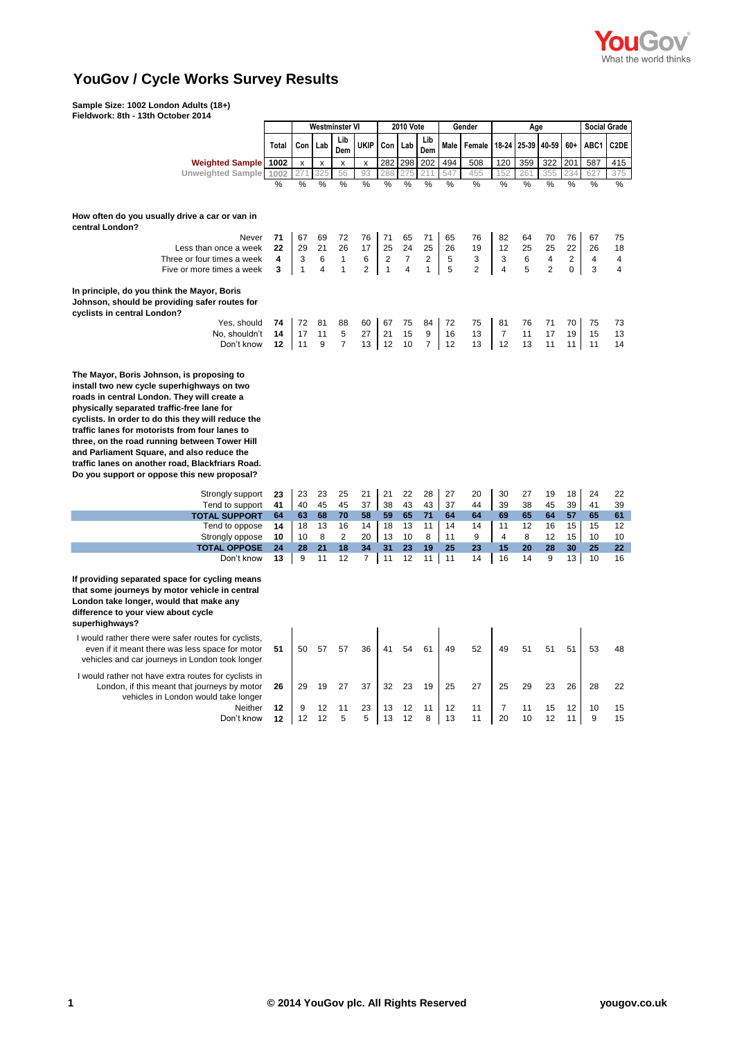# YouGov / Cycle Works Survey Results

**Sample Size: 1002 London Adults (18+)**
**Fieldwork: 8th - 13th October 2014**

| | Total | Westminster VI | | | | 2010 Vote | | | Gender | | Age | | | | Social Grade | |
|---|---|---|---|---|---|---|---|---|---|---|---|---|---|---|---|---|
| | Total | Con | Lab | Lib Dem | UKIP | Con | Lab | Lib Dem | Male | Female | 18-24 | 25-39 | 40-59 | 60+ | ABC1 | C2DE |
| **Weighted Sample** | 1002 | x | x | x | x | 282 | 298 | 202 | 494 | 508 | 120 | 359 | 322 | 201 | 587 | 415 |
| Unweighted Sample | 1002 | 271 | 325 | 56 | 93 | 288 | 275 | 211 | 547 | 455 | 152 | 261 | 355 | 234 | 627 | 375 |
| | % | % | % | % | % | % | % | % | % | % | % | % | % | % | % | % |
| **How often do you usually drive a car or van in central London?** | | | | | | | | | | | | | | | | |
| Never | 71 | 67 | 69 | 72 | 76 | 71 | 65 | 71 | 65 | 76 | 82 | 64 | 70 | 76 | 67 | 75 |
| Less than once a week | 22 | 29 | 21 | 26 | 17 | 25 | 24 | 25 | 26 | 19 | 12 | 25 | 25 | 22 | 26 | 18 |
| Three or four times a week | 4 | 3 | 6 | 1 | 6 | 2 | 7 | 2 | 5 | 3 | 3 | 6 | 4 | 2 | 4 | 4 |
| Five or more times a week | 3 | 1 | 4 | 1 | 2 | 1 | 4 | 1 | 5 | 2 | 4 | 5 | 2 | 0 | 3 | 4 |
| **In principle, do you think the Mayor, Boris Johnson, should be providing safer routes for cyclists in central London?** | | | | | | | | | | | | | | | | |
| Yes, should | 74 | 72 | 81 | 88 | 60 | 67 | 75 | 84 | 72 | 75 | 81 | 76 | 71 | 70 | 75 | 73 |
| No, shouldn't | 14 | 17 | 11 | 5 | 27 | 21 | 15 | 9 | 16 | 13 | 7 | 11 | 17 | 19 | 15 | 13 |
| Don't know | 12 | 11 | 9 | 7 | 13 | 12 | 10 | 7 | 12 | 13 | 12 | 13 | 11 | 11 | 11 | 14 |
| **The Mayor, Boris Johnson, is proposing to install two new cycle superhighways on two roads in central London. They will create a physically separated traffic-free lane for cyclists. In order to do this they will reduce the traffic lanes for motorists from four lanes to three, on the road running between Tower Hill and Parliament Square, and also reduce the traffic lanes on another road, Blackfriars Road. Do you support or oppose this new proposal?** | | | | | | | | | | | | | | | | |
| Strongly support | 23 | 23 | 23 | 25 | 21 | 21 | 22 | 28 | 27 | 20 | 30 | 27 | 19 | 18 | 24 | 22 |
| Tend to support | 41 | 40 | 45 | 45 | 37 | 38 | 43 | 43 | 37 | 44 | 39 | 38 | 45 | 39 | 41 | 39 |
| **TOTAL SUPPORT** | **64** | **63** | **68** | **70** | **58** | **59** | **65** | **71** | **64** | **64** | **69** | **65** | **64** | **57** | **65** | **61** |
| Tend to oppose | 14 | 18 | 13 | 16 | 14 | 18 | 13 | 11 | 14 | 14 | 11 | 12 | 16 | 15 | 15 | 12 |
| Strongly oppose | 10 | 10 | 8 | 2 | 20 | 13 | 10 | 8 | 11 | 9 | 4 | 8 | 12 | 15 | 10 | 10 |
| **TOTAL OPPOSE** | **24** | **28** | **21** | **18** | **34** | **31** | **23** | **19** | **25** | **23** | **15** | **20** | **28** | **30** | **25** | **22** |
| Don't know | 13 | 9 | 11 | 12 | 7 | 11 | 12 | 11 | 11 | 14 | 16 | 14 | 9 | 13 | 10 | 16 |
| **If providing separated space for cycling means that some journeys by motor vehicle in central London take longer, would that make any difference to your view about cycle superhighways?** | | | | | | | | | | | | | | | | |
| I would rather there were safer routes for cyclists, even if it meant there was less space for motor vehicles and car journeys in London took longer | 51 | 50 | 57 | 57 | 36 | 41 | 54 | 61 | 49 | 52 | 49 | 51 | 51 | 51 | 53 | 48 |
| I would rather not have extra routes for cyclists in London, if this meant that journeys by motor vehicles in London would take longer | 26 | 29 | 19 | 27 | 37 | 32 | 23 | 19 | 25 | 27 | 25 | 29 | 23 | 26 | 28 | 22 |
| Neither | 12 | 9 | 12 | 11 | 23 | 13 | 12 | 11 | 12 | 11 | 7 | 11 | 15 | 12 | 10 | 15 |
| Don't know | 12 | 12 | 12 | 5 | 5 | 13 | 12 | 8 | 13 | 11 | 20 | 10 | 12 | 11 | 9 | 15 |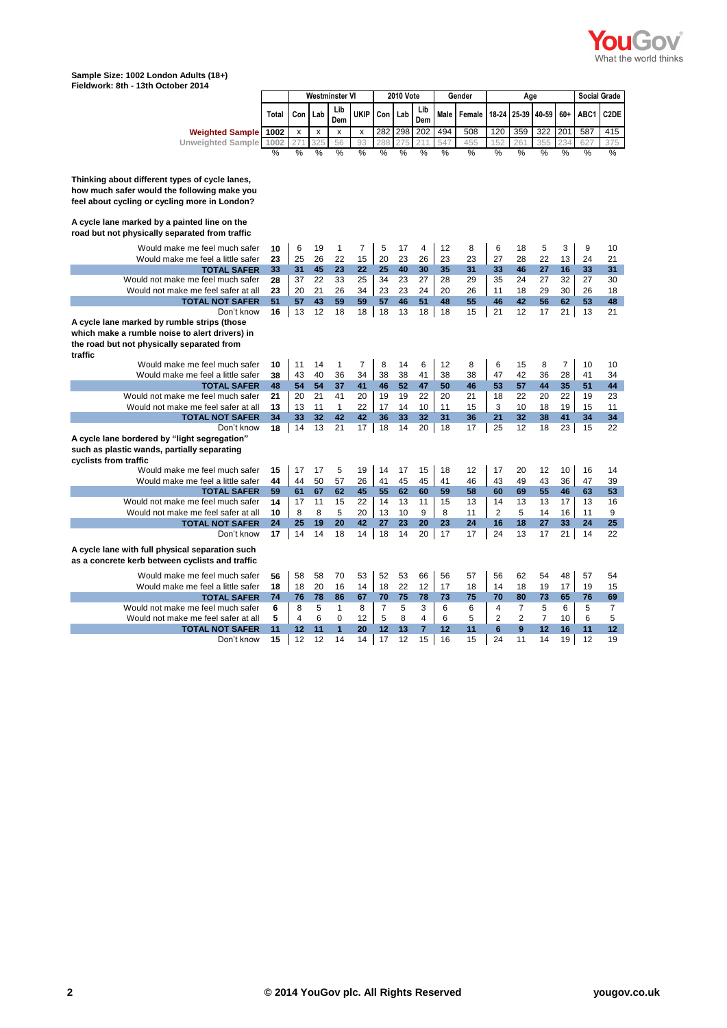**Sample Size: 1002 London Adults (18+)**
**Fieldwork: 8th - 13th October 2014**

| | Total | Westminster VI | | | | 2010 Vote | | | Gender | | Age | | | | Social Grade | |
|---|---|---|---|---|---|---|---|---|---|---|---|---|---|---|---|---|
| | Total | Con | Lab | Lib Dem | UKIP | Con | Lab | Lib Dem | Male | Female | 18-24 | 25-39 | 40-59 | 60+ | ABC1 | C2DE |
| Weighted Sample | 1002 | x | x | x | x | 282 | 298 | 202 | 494 | 508 | 120 | 359 | 322 | 201 | 587 | 415 |
| Unweighted Sample | 1002 | 271 | 325 | 56 | 93 | 288 | 275 | 211 | 547 | 455 | 152 | 261 | 355 | 234 | 627 | 375 |
| | % | % | % | % | % | % | % | % | % | % | % | % | % | % | % | % |
| **Thinking about different types of cycle lanes, how much safer would the following make you feel about cycling or cycling more in London?** | | | | | | | | | | | | | | | | |
| **A cycle lane marked by a painted line on the road but not physically separated from traffic** | | | | | | | | | | | | | | | | |
| Would make me feel much safer | 10 | 6 | 19 | 1 | 7 | 5 | 17 | 4 | 12 | 8 | 6 | 18 | 5 | 3 | 9 | 10 |
| Would make me feel a little safer | 23 | 25 | 26 | 22 | 15 | 20 | 23 | 26 | 23 | 23 | 27 | 28 | 22 | 13 | 24 | 21 |
| **TOTAL SAFER** | **33** | **31** | **45** | **23** | **22** | **25** | **40** | **30** | **35** | **31** | **33** | **46** | **27** | **16** | **33** | **31** |
| Would not make me feel much safer | 28 | 37 | 22 | 33 | 25 | 34 | 23 | 27 | 28 | 29 | 35 | 24 | 27 | 32 | 27 | 30 |
| Would not make me feel safer at all | 23 | 20 | 21 | 26 | 34 | 23 | 23 | 24 | 20 | 26 | 11 | 18 | 29 | 30 | 26 | 18 |
| **TOTAL NOT SAFER** | **51** | **57** | **43** | **59** | **59** | **57** | **46** | **51** | **48** | **55** | **46** | **42** | **56** | **62** | **53** | **48** |
| Don't know | 16 | 13 | 12 | 18 | 18 | 18 | 13 | 18 | 18 | 15 | 21 | 12 | 17 | 21 | 13 | 21 |
| **A cycle lane marked by rumble strips (those which make a rumble noise to alert drivers) in the road but not physically separated from traffic** | | | | | | | | | | | | | | | | |
| Would make me feel much safer | 10 | 11 | 14 | 1 | 7 | 8 | 14 | 6 | 12 | 8 | 6 | 15 | 8 | 7 | 10 | 10 |
| Would make me feel a little safer | 38 | 43 | 40 | 36 | 34 | 38 | 38 | 41 | 38 | 38 | 47 | 42 | 36 | 28 | 41 | 34 |
| **TOTAL SAFER** | **48** | **54** | **54** | **37** | **41** | **46** | **52** | **47** | **50** | **46** | **53** | **57** | **44** | **35** | **51** | **44** |
| Would not make me feel much safer | 21 | 20 | 21 | 41 | 20 | 19 | 19 | 22 | 20 | 21 | 18 | 22 | 20 | 22 | 19 | 23 |
| Would not make me feel safer at all | 13 | 13 | 11 | 1 | 22 | 17 | 14 | 10 | 11 | 15 | 3 | 10 | 18 | 19 | 15 | 11 |
| **TOTAL NOT SAFER** | **34** | **33** | **32** | **42** | **42** | **36** | **33** | **32** | **31** | **36** | **21** | **32** | **38** | **41** | **34** | **34** |
| Don't know | 18 | 14 | 13 | 21 | 17 | 18 | 14 | 20 | 18 | 17 | 25 | 12 | 18 | 23 | 15 | 22 |
| **A cycle lane bordered by "light segregation" such as plastic wands, partially separating cyclists from traffic** | | | | | | | | | | | | | | | | |
| Would make me feel much safer | 15 | 17 | 17 | 5 | 19 | 14 | 17 | 15 | 18 | 12 | 17 | 20 | 12 | 10 | 16 | 14 |
| Would make me feel a little safer | 44 | 44 | 50 | 57 | 26 | 41 | 45 | 45 | 41 | 46 | 43 | 49 | 43 | 36 | 47 | 39 |
| **TOTAL SAFER** | **59** | **61** | **67** | **62** | **45** | **55** | **62** | **60** | **59** | **58** | **60** | **69** | **55** | **46** | **63** | **53** |
| Would not make me feel much safer | 14 | 17 | 11 | 15 | 22 | 14 | 13 | 11 | 15 | 13 | 14 | 13 | 13 | 17 | 13 | 16 |
| Would not make me feel safer at all | 10 | 8 | 8 | 5 | 20 | 13 | 10 | 9 | 8 | 11 | 2 | 5 | 14 | 16 | 11 | 9 |
| **TOTAL NOT SAFER** | **24** | **25** | **19** | **20** | **42** | **27** | **23** | **20** | **23** | **24** | **16** | **18** | **27** | **33** | **24** | **25** |
| Don't know | 17 | 14 | 14 | 18 | 14 | 18 | 14 | 20 | 17 | 17 | 24 | 13 | 17 | 21 | 14 | 22 |
| **A cycle lane with full physical separation such as a concrete kerb between cyclists and traffic** | | | | | | | | | | | | | | | | |
| Would make me feel much safer | 56 | 58 | 58 | 70 | 53 | 52 | 53 | 66 | 56 | 57 | 56 | 62 | 54 | 48 | 57 | 54 |
| Would make me feel a little safer | 18 | 18 | 20 | 16 | 14 | 18 | 22 | 12 | 17 | 18 | 14 | 18 | 19 | 17 | 19 | 15 |
| **TOTAL SAFER** | **74** | **76** | **78** | **86** | **67** | **70** | **75** | **78** | **73** | **75** | **70** | **80** | **73** | **65** | **76** | **69** |
| Would not make me feel much safer | 6 | 8 | 5 | 1 | 8 | 7 | 5 | 3 | 6 | 6 | 4 | 7 | 5 | 6 | 5 | 7 |
| Would not make me feel safer at all | 5 | 4 | 6 | 0 | 12 | 5 | 8 | 4 | 6 | 5 | 2 | 2 | 7 | 10 | 6 | 5 |
| **TOTAL NOT SAFER** | **11** | **12** | **11** | **1** | **20** | **12** | **13** | **7** | **12** | **11** | **6** | **9** | **12** | **16** | **11** | **12** |
| Don't know | 15 | 12 | 12 | 14 | 14 | 17 | 12 | 15 | 16 | 15 | 24 | 11 | 14 | 19 | 12 | 19 |

© 2014 YouGov plc. All Rights Reserved